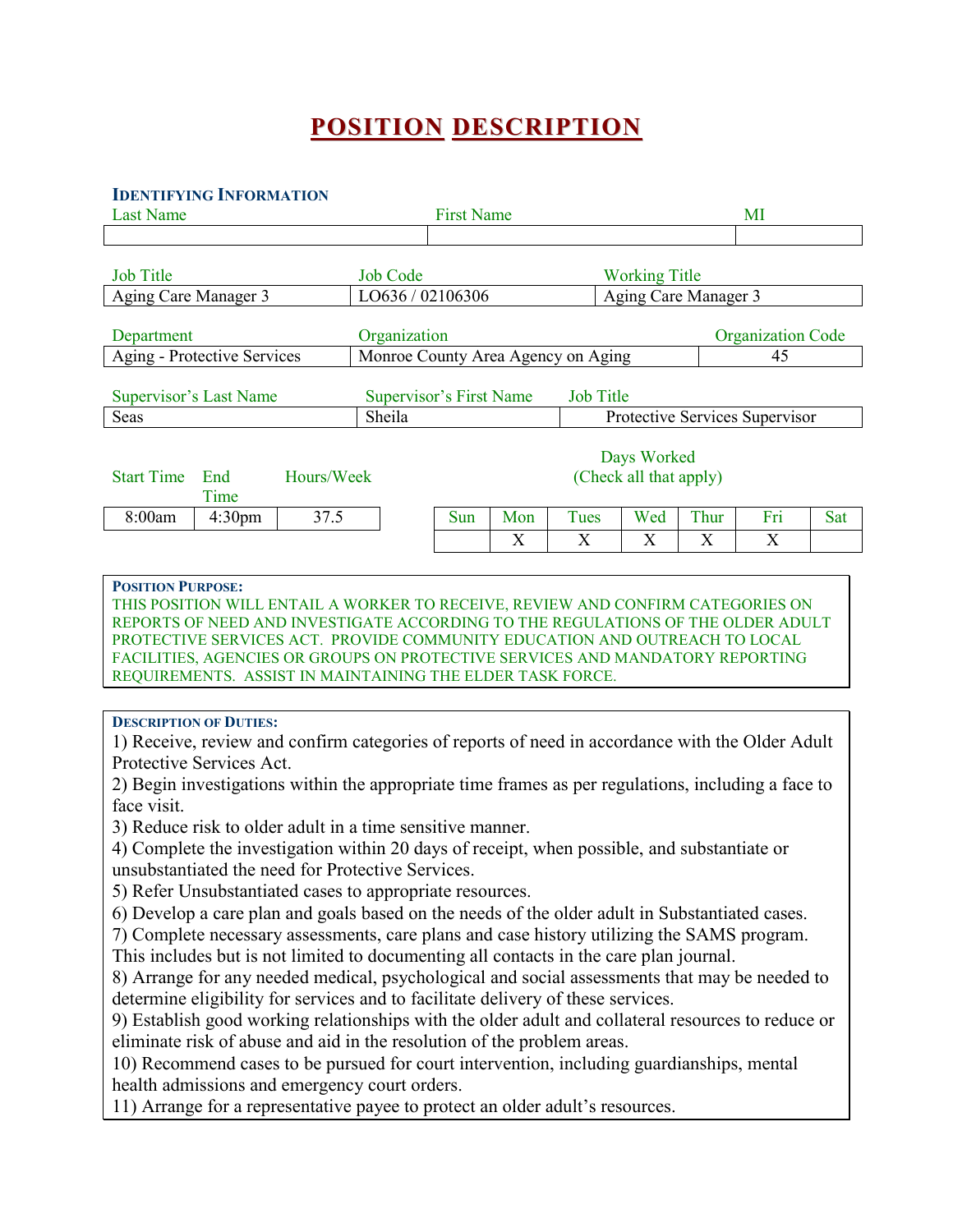# POSITION DESCRIPTION

## IDENTIFYING INFORMATION

| Last Name | First Name | MI |
|---|---|---|
| | | |

| Job Title | Job Code | Working Title |
|---|---|---|
| Aging Care Manager 3 | LO636 / 02106306 | Aging Care Manager 3 |

| Department | Organization | Organization Code |
|---|---|---|
| Aging - Protective Services | Monroe County Area Agency on Aging | 45 |

| Supervisor's Last Name | Supervisor's First Name | Job Title |
|---|---|---|
| Seas | Sheila | Protective Services Supervisor |

| Start Time | End Time | Hours/Week |
|---|---|---|
| 8:00am | 4:30pm | 37.5 |

Days Worked (Check all that apply)

| Sun | Mon | Tues | Wed | Thur | Fri | Sat |
|---|---|---|---|---|---|---|
| | X | X | X | X | X | |

**POSITION PURPOSE:**
THIS POSITION WILL ENTAIL A WORKER TO RECEIVE, REVIEW AND CONFIRM CATEGORIES ON REPORTS OF NEED AND INVESTIGATE ACCORDING TO THE REGULATIONS OF THE OLDER ADULT PROTECTIVE SERVICES ACT. PROVIDE COMMUNITY EDUCATION AND OUTREACH TO LOCAL FACILITIES, AGENCIES OR GROUPS ON PROTECTIVE SERVICES AND MANDATORY REPORTING REQUIREMENTS. ASSIST IN MAINTAINING THE ELDER TASK FORCE.

**DESCRIPTION OF DUTIES:**

1) Receive, review and confirm categories of reports of need in accordance with the Older Adult Protective Services Act.
2) Begin investigations within the appropriate time frames as per regulations, including a face to face visit.
3) Reduce risk to older adult in a time sensitive manner.
4) Complete the investigation within 20 days of receipt, when possible, and substantiate or unsubstantiated the need for Protective Services.
5) Refer Unsubstantiated cases to appropriate resources.
6) Develop a care plan and goals based on the needs of the older adult in Substantiated cases.
7) Complete necessary assessments, care plans and case history utilizing the SAMS program. This includes but is not limited to documenting all contacts in the care plan journal.
8) Arrange for any needed medical, psychological and social assessments that may be needed to determine eligibility for services and to facilitate delivery of these services.
9) Establish good working relationships with the older adult and collateral resources to reduce or eliminate risk of abuse and aid in the resolution of the problem areas.
10) Recommend cases to be pursued for court intervention, including guardianships, mental health admissions and emergency court orders.
11) Arrange for a representative payee to protect an older adult's resources.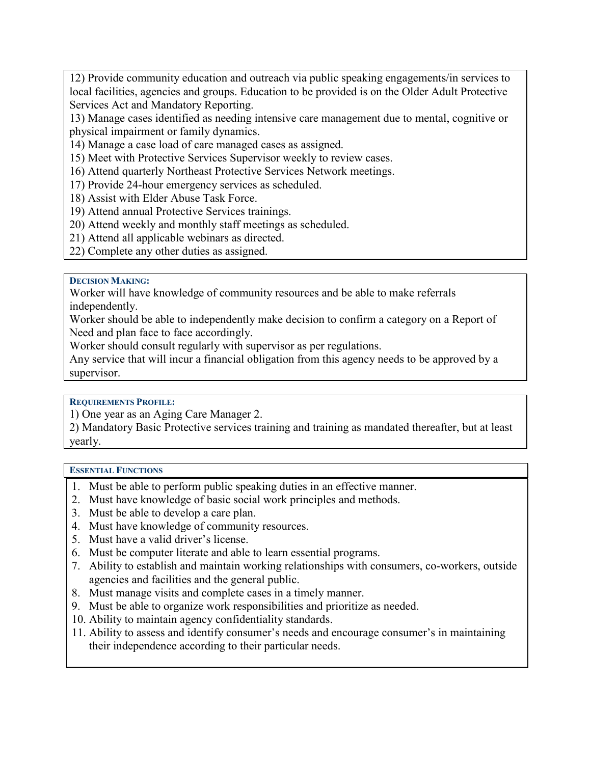12) Provide community education and outreach via public speaking engagements/in services to local facilities, agencies and groups. Education to be provided is on the Older Adult Protective Services Act and Mandatory Reporting.
13) Manage cases identified as needing intensive care management due to mental, cognitive or physical impairment or family dynamics.
14) Manage a case load of care managed cases as assigned.
15) Meet with Protective Services Supervisor weekly to review cases.
16) Attend quarterly Northeast Protective Services Network meetings.
17) Provide 24-hour emergency services as scheduled.
18) Assist with Elder Abuse Task Force.
19) Attend annual Protective Services trainings.
20) Attend weekly and monthly staff meetings as scheduled.
21) Attend all applicable webinars as directed.
22) Complete any other duties as assigned.

### DECISION MAKING:

Worker will have knowledge of community resources and be able to make referrals independently.
Worker should be able to independently make decision to confirm a category on a Report of Need and plan face to face accordingly.
Worker should consult regularly with supervisor as per regulations.
Any service that will incur a financial obligation from this agency needs to be approved by a supervisor.

### REQUIREMENTS PROFILE:

1) One year as an Aging Care Manager 2.
2) Mandatory Basic Protective services training and training as mandated thereafter, but at least yearly.

### ESSENTIAL FUNCTIONS

1. Must be able to perform public speaking duties in an effective manner.
2. Must have knowledge of basic social work principles and methods.
3. Must be able to develop a care plan.
4. Must have knowledge of community resources.
5. Must have a valid driver's license.
6. Must be computer literate and able to learn essential programs.
7. Ability to establish and maintain working relationships with consumers, co-workers, outside agencies and facilities and the general public.
8. Must manage visits and complete cases in a timely manner.
9. Must be able to organize work responsibilities and prioritize as needed.
10. Ability to maintain agency confidentiality standards.
11. Ability to assess and identify consumer's needs and encourage consumer's in maintaining their independence according to their particular needs.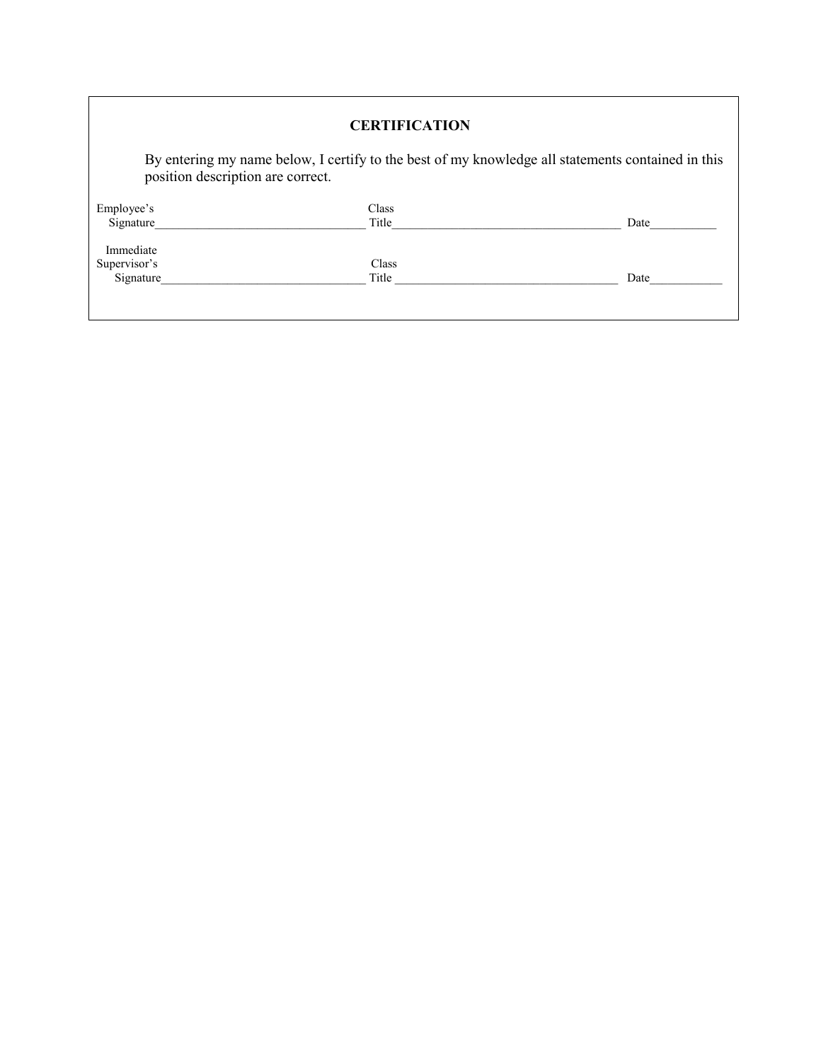## CERTIFICATION

By entering my name below, I certify to the best of my knowledge all statements contained in this position description are correct.

Employee's Signature__________________________________ Class Title_____________________________________ Date___________

Immediate Supervisor's Signature_________________________________ Class Title _____________________________________ Date____________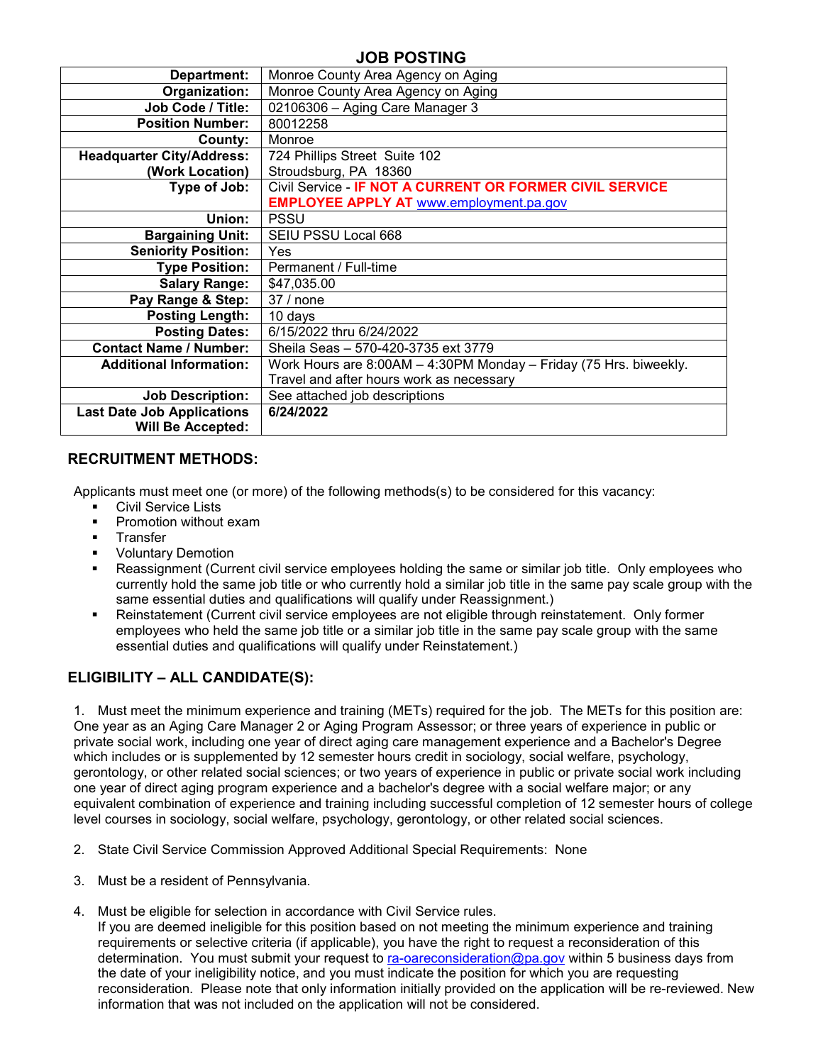# JOB POSTING

| | |
|---|---|
| **Department:** | Monroe County Area Agency on Aging |
| **Organization:** | Monroe County Area Agency on Aging |
| **Job Code / Title:** | 02106306 – Aging Care Manager 3 |
| **Position Number:** | 80012258 |
| **County:** | Monroe |
| **Headquarter City/Address: (Work Location)** | 724 Phillips Street Suite 102 Stroudsburg, PA 18360 |
| **Type of Job:** | Civil Service - **IF NOT A CURRENT OR FORMER CIVIL SERVICE EMPLOYEE APPLY AT** www.employment.pa.gov |
| **Union:** | PSSU |
| **Bargaining Unit:** | SEIU PSSU Local 668 |
| **Seniority Position:** | Yes |
| **Type Position:** | Permanent / Full-time |
| **Salary Range:** | $47,035.00 |
| **Pay Range & Step:** | 37 / none |
| **Posting Length:** | 10 days |
| **Posting Dates:** | 6/15/2022 thru 6/24/2022 |
| **Contact Name / Number:** | Sheila Seas – 570-420-3735 ext 3779 |
| **Additional Information:** | Work Hours are 8:00AM – 4:30PM Monday – Friday (75 Hrs. biweekly. Travel and after hours work as necessary |
| **Job Description:** | See attached job descriptions |
| **Last Date Job Applications Will Be Accepted:** | **6/24/2022** |

## RECRUITMENT METHODS:

Applicants must meet one (or more) of the following methods(s) to be considered for this vacancy:

- Civil Service Lists
- Promotion without exam
- Transfer
- Voluntary Demotion
- Reassignment (Current civil service employees holding the same or similar job title. Only employees who currently hold the same job title or who currently hold a similar job title in the same pay scale group with the same essential duties and qualifications will qualify under Reassignment.)
- Reinstatement (Current civil service employees are not eligible through reinstatement. Only former employees who held the same job title or a similar job title in the same pay scale group with the same essential duties and qualifications will qualify under Reinstatement.)

## ELIGIBILITY – ALL CANDIDATE(S):

1. Must meet the minimum experience and training (METs) required for the job. The METs for this position are: One year as an Aging Care Manager 2 or Aging Program Assessor; or three years of experience in public or private social work, including one year of direct aging care management experience and a Bachelor's Degree which includes or is supplemented by 12 semester hours credit in sociology, social welfare, psychology, gerontology, or other related social sciences; or two years of experience in public or private social work including one year of direct aging program experience and a bachelor's degree with a social welfare major; or any equivalent combination of experience and training including successful completion of 12 semester hours of college level courses in sociology, social welfare, psychology, gerontology, or other related social sciences.

2. State Civil Service Commission Approved Additional Special Requirements: None

3. Must be a resident of Pennsylvania.

4. Must be eligible for selection in accordance with Civil Service rules.
   If you are deemed ineligible for this position based on not meeting the minimum experience and training requirements or selective criteria (if applicable), you have the right to request a reconsideration of this determination. You must submit your request to ra-oareconsideration@pa.gov within 5 business days from the date of your ineligibility notice, and you must indicate the position for which you are requesting reconsideration. Please note that only information initially provided on the application will be re-reviewed. New information that was not included on the application will not be considered.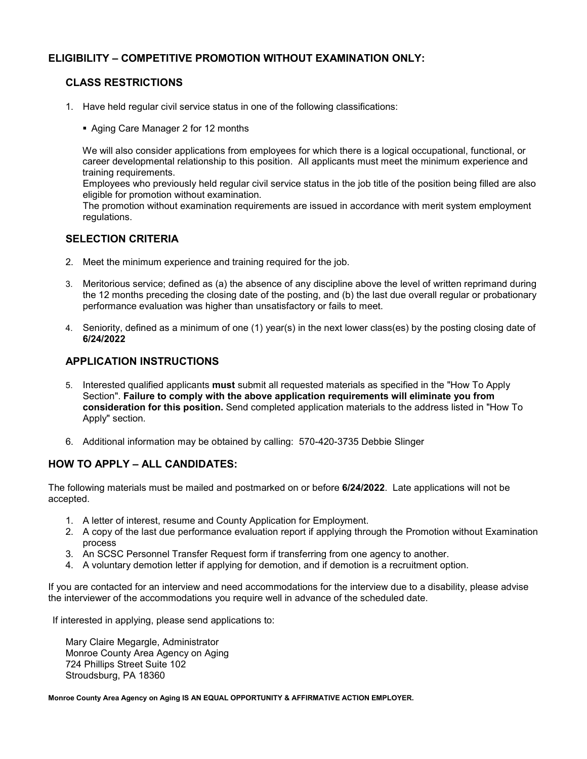## ELIGIBILITY – COMPETITIVE PROMOTION WITHOUT EXAMINATION ONLY:

### CLASS RESTRICTIONS

1. Have held regular civil service status in one of the following classifications:

   - Aging Care Manager 2 for 12 months

   We will also consider applications from employees for which there is a logical occupational, functional, or career developmental relationship to this position. All applicants must meet the minimum experience and training requirements.
   Employees who previously held regular civil service status in the job title of the position being filled are also eligible for promotion without examination.
   The promotion without examination requirements are issued in accordance with merit system employment regulations.

### SELECTION CRITERIA

2. Meet the minimum experience and training required for the job.

3. Meritorious service; defined as (a) the absence of any discipline above the level of written reprimand during the 12 months preceding the closing date of the posting, and (b) the last due overall regular or probationary performance evaluation was higher than unsatisfactory or fails to meet.

4. Seniority, defined as a minimum of one (1) year(s) in the next lower class(es) by the posting closing date of **6/24/2022**

### APPLICATION INSTRUCTIONS

5. Interested qualified applicants **must** submit all requested materials as specified in the "How To Apply Section". **Failure to comply with the above application requirements will eliminate you from consideration for this position.** Send completed application materials to the address listed in "How To Apply" section.

6. Additional information may be obtained by calling: 570-420-3735 Debbie Slinger

## HOW TO APPLY – ALL CANDIDATES:

The following materials must be mailed and postmarked on or before **6/24/2022**. Late applications will not be accepted.

1. A letter of interest, resume and County Application for Employment.
2. A copy of the last due performance evaluation report if applying through the Promotion without Examination process
3. An SCSC Personnel Transfer Request form if transferring from one agency to another.
4. A voluntary demotion letter if applying for demotion, and if demotion is a recruitment option.

If you are contacted for an interview and need accommodations for the interview due to a disability, please advise the interviewer of the accommodations you require well in advance of the scheduled date.

If interested in applying, please send applications to:

Mary Claire Megargle, Administrator
Monroe County Area Agency on Aging
724 Phillips Street Suite 102
Stroudsburg, PA 18360

**Monroe County Area Agency on Aging IS AN EQUAL OPPORTUNITY & AFFIRMATIVE ACTION EMPLOYER.**